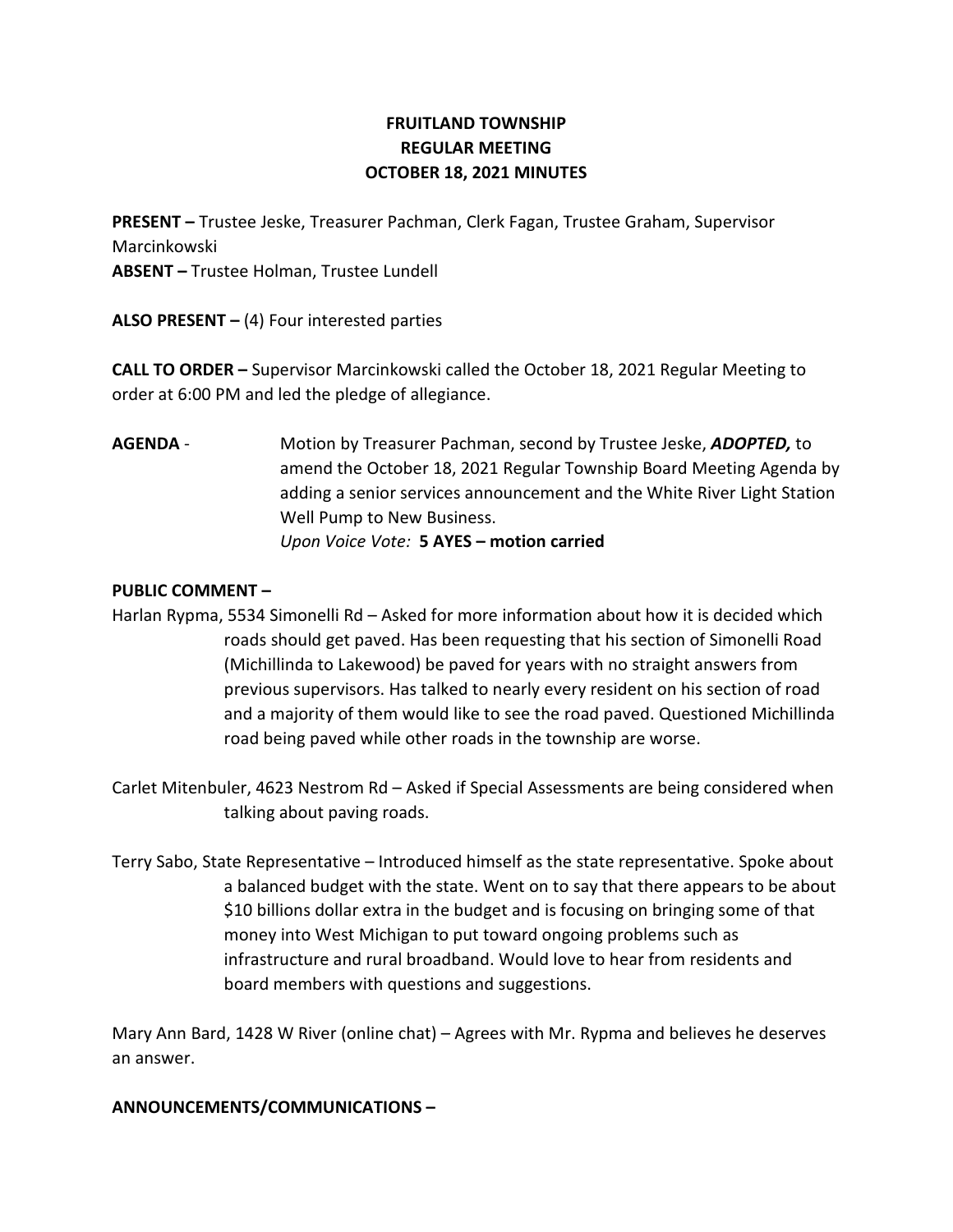# FRUITLAND TOWNSHIP
## REGULAR MEETING
## OCTOBER 18, 2021 MINUTES

**PRESENT –** Trustee Jeske, Treasurer Pachman, Clerk Fagan, Trustee Graham, Supervisor Marcinkowski
**ABSENT –** Trustee Holman, Trustee Lundell

**ALSO PRESENT –** (4) Four interested parties

**CALL TO ORDER –** Supervisor Marcinkowski called the October 18, 2021 Regular Meeting to order at 6:00 PM and led the pledge of allegiance.

**AGENDA** - Motion by Treasurer Pachman, second by Trustee Jeske, ***ADOPTED,*** to amend the October 18, 2021 Regular Township Board Meeting Agenda by adding a senior services announcement and the White River Light Station Well Pump to New Business.
*Upon Voice Vote:* **5 AYES – motion carried**

**PUBLIC COMMENT –**

Harlan Rypma, 5534 Simonelli Rd – Asked for more information about how it is decided which roads should get paved. Has been requesting that his section of Simonelli Road (Michillinda to Lakewood) be paved for years with no straight answers from previous supervisors. Has talked to nearly every resident on his section of road and a majority of them would like to see the road paved. Questioned Michillinda road being paved while other roads in the township are worse.

Carlet Mitenbuler, 4623 Nestrom Rd – Asked if Special Assessments are being considered when talking about paving roads.

Terry Sabo, State Representative – Introduced himself as the state representative. Spoke about a balanced budget with the state. Went on to say that there appears to be about $10 billions dollar extra in the budget and is focusing on bringing some of that money into West Michigan to put toward ongoing problems such as infrastructure and rural broadband. Would love to hear from residents and board members with questions and suggestions.

Mary Ann Bard, 1428 W River (online chat) – Agrees with Mr. Rypma and believes he deserves an answer.

**ANNOUNCEMENTS/COMMUNICATIONS –**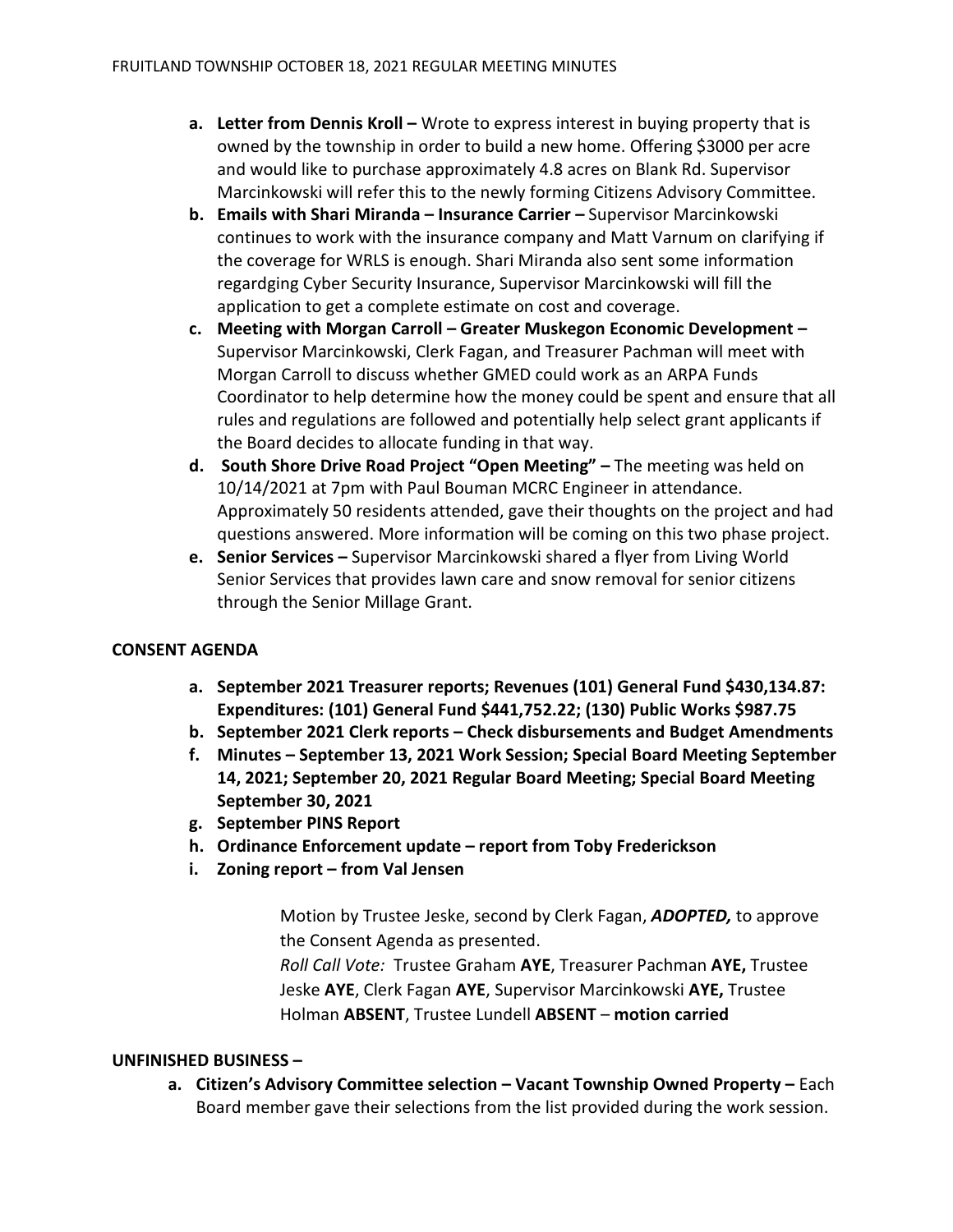a. **Letter from Dennis Kroll –** Wrote to express interest in buying property that is owned by the township in order to build a new home. Offering $3000 per acre and would like to purchase approximately 4.8 acres on Blank Rd. Supervisor Marcinkowski will refer this to the newly forming Citizens Advisory Committee.
b. **Emails with Shari Miranda – Insurance Carrier –** Supervisor Marcinkowski continues to work with the insurance company and Matt Varnum on clarifying if the coverage for WRLS is enough. Shari Miranda also sent some information regardging Cyber Security Insurance, Supervisor Marcinkowski will fill the application to get a complete estimate on cost and coverage.
c. **Meeting with Morgan Carroll – Greater Muskegon Economic Development –** Supervisor Marcinkowski, Clerk Fagan, and Treasurer Pachman will meet with Morgan Carroll to discuss whether GMED could work as an ARPA Funds Coordinator to help determine how the money could be spent and ensure that all rules and regulations are followed and potentially help select grant applicants if the Board decides to allocate funding in that way.
d. **South Shore Drive Road Project "Open Meeting" –** The meeting was held on 10/14/2021 at 7pm with Paul Bouman MCRC Engineer in attendance. Approximately 50 residents attended, gave their thoughts on the project and had questions answered. More information will be coming on this two phase project.
e. **Senior Services –** Supervisor Marcinkowski shared a flyer from Living World Senior Services that provides lawn care and snow removal for senior citizens through the Senior Millage Grant.

**CONSENT AGENDA**

a. **September 2021 Treasurer reports; Revenues (101) General Fund $430,134.87: Expenditures: (101) General Fund $441,752.22; (130) Public Works $987.75**
b. **September 2021 Clerk reports – Check disbursements and Budget Amendments**
f. **Minutes – September 13, 2021 Work Session; Special Board Meeting September 14, 2021; September 20, 2021 Regular Board Meeting; Special Board Meeting September 30, 2021**
g. **September PINS Report**
h. **Ordinance Enforcement update – report from Toby Frederickson**
i. **Zoning report – from Val Jensen**

Motion by Trustee Jeske, second by Clerk Fagan, ***ADOPTED,*** to approve the Consent Agenda as presented.
*Roll Call Vote:* Trustee Graham **AYE**, Treasurer Pachman **AYE,** Trustee Jeske **AYE**, Clerk Fagan **AYE**, Supervisor Marcinkowski **AYE,** Trustee Holman **ABSENT**, Trustee Lundell **ABSENT** – **motion carried**

**UNFINISHED BUSINESS –**

a. **Citizen's Advisory Committee selection – Vacant Township Owned Property –** Each Board member gave their selections from the list provided during the work session.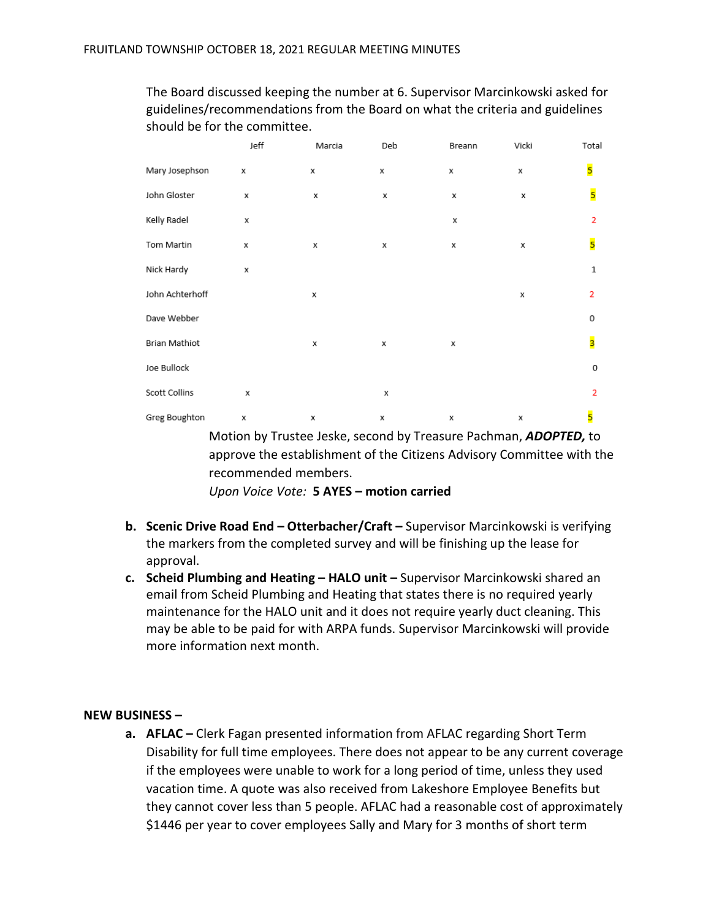The Board discussed keeping the number at 6. Supervisor Marcinkowski asked for guidelines/recommendations from the Board on what the criteria and guidelines should be for the committee.

| | Jeff | Marcia | Deb | Breann | Vicki | Total |
|---|---|---|---|---|---|---|
| Mary Josephson | x | x | x | x | x | 5 |
| John Gloster | x | x | x | x | x | 5 |
| Kelly Radel | x | | | x | | 2 |
| Tom Martin | x | x | x | x | x | 5 |
| Nick Hardy | x | | | | | 1 |
| John Achterhoff | | x | | | x | 2 |
| Dave Webber | | | | | | 0 |
| Brian Mathiot | | x | x | x | | 3 |
| Joe Bullock | | | | | | 0 |
| Scott Collins | x | | x | | | 2 |
| Greg Boughton | x | x | x | x | x | 5 |

Motion by Trustee Jeske, second by Treasure Pachman, ***ADOPTED,*** to approve the establishment of the Citizens Advisory Committee with the recommended members.
*Upon Voice Vote:* **5 AYES – motion carried**

b. **Scenic Drive Road End – Otterbacher/Craft –** Supervisor Marcinkowski is verifying the markers from the completed survey and will be finishing up the lease for approval.

c. **Scheid Plumbing and Heating – HALO unit –** Supervisor Marcinkowski shared an email from Scheid Plumbing and Heating that states there is no required yearly maintenance for the HALO unit and it does not require yearly duct cleaning. This may be able to be paid for with ARPA funds. Supervisor Marcinkowski will provide more information next month.

**NEW BUSINESS –**

a. **AFLAC –** Clerk Fagan presented information from AFLAC regarding Short Term Disability for full time employees. There does not appear to be any current coverage if the employees were unable to work for a long period of time, unless they used vacation time. A quote was also received from Lakeshore Employee Benefits but they cannot cover less than 5 people. AFLAC had a reasonable cost of approximately $1446 per year to cover employees Sally and Mary for 3 months of short term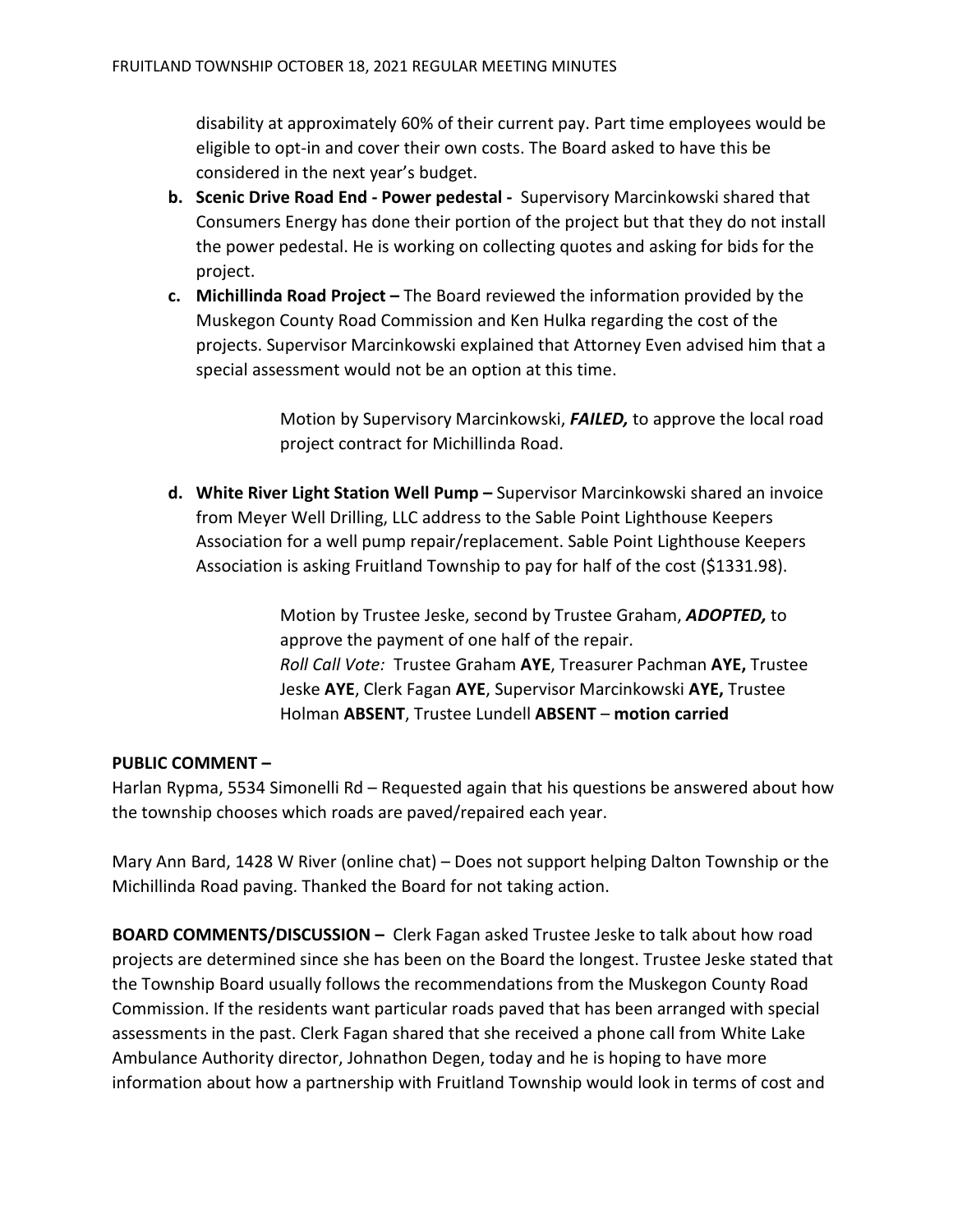disability at approximately 60% of their current pay. Part time employees would be eligible to opt-in and cover their own costs. The Board asked to have this be considered in the next year's budget.

b. **Scenic Drive Road End - Power pedestal -** Supervisory Marcinkowski shared that Consumers Energy has done their portion of the project but that they do not install the power pedestal. He is working on collecting quotes and asking for bids for the project.

c. **Michillinda Road Project –** The Board reviewed the information provided by the Muskegon County Road Commission and Ken Hulka regarding the cost of the projects. Supervisor Marcinkowski explained that Attorney Even advised him that a special assessment would not be an option at this time.

> Motion by Supervisory Marcinkowski, ***FAILED,*** to approve the local road project contract for Michillinda Road.

d. **White River Light Station Well Pump –** Supervisor Marcinkowski shared an invoice from Meyer Well Drilling, LLC address to the Sable Point Lighthouse Keepers Association for a well pump repair/replacement. Sable Point Lighthouse Keepers Association is asking Fruitland Township to pay for half of the cost ($1331.98).

> Motion by Trustee Jeske, second by Trustee Graham, ***ADOPTED,*** to approve the payment of one half of the repair.
> *Roll Call Vote:* Trustee Graham **AYE**, Treasurer Pachman **AYE,** Trustee Jeske **AYE**, Clerk Fagan **AYE**, Supervisor Marcinkowski **AYE,** Trustee Holman **ABSENT**, Trustee Lundell **ABSENT** – **motion carried**

**PUBLIC COMMENT –**

Harlan Rypma, 5534 Simonelli Rd – Requested again that his questions be answered about how the township chooses which roads are paved/repaired each year.

Mary Ann Bard, 1428 W River (online chat) – Does not support helping Dalton Township or the Michillinda Road paving. Thanked the Board for not taking action.

**BOARD COMMENTS/DISCUSSION –** Clerk Fagan asked Trustee Jeske to talk about how road projects are determined since she has been on the Board the longest. Trustee Jeske stated that the Township Board usually follows the recommendations from the Muskegon County Road Commission. If the residents want particular roads paved that has been arranged with special assessments in the past. Clerk Fagan shared that she received a phone call from White Lake Ambulance Authority director, Johnathon Degen, today and he is hoping to have more information about how a partnership with Fruitland Township would look in terms of cost and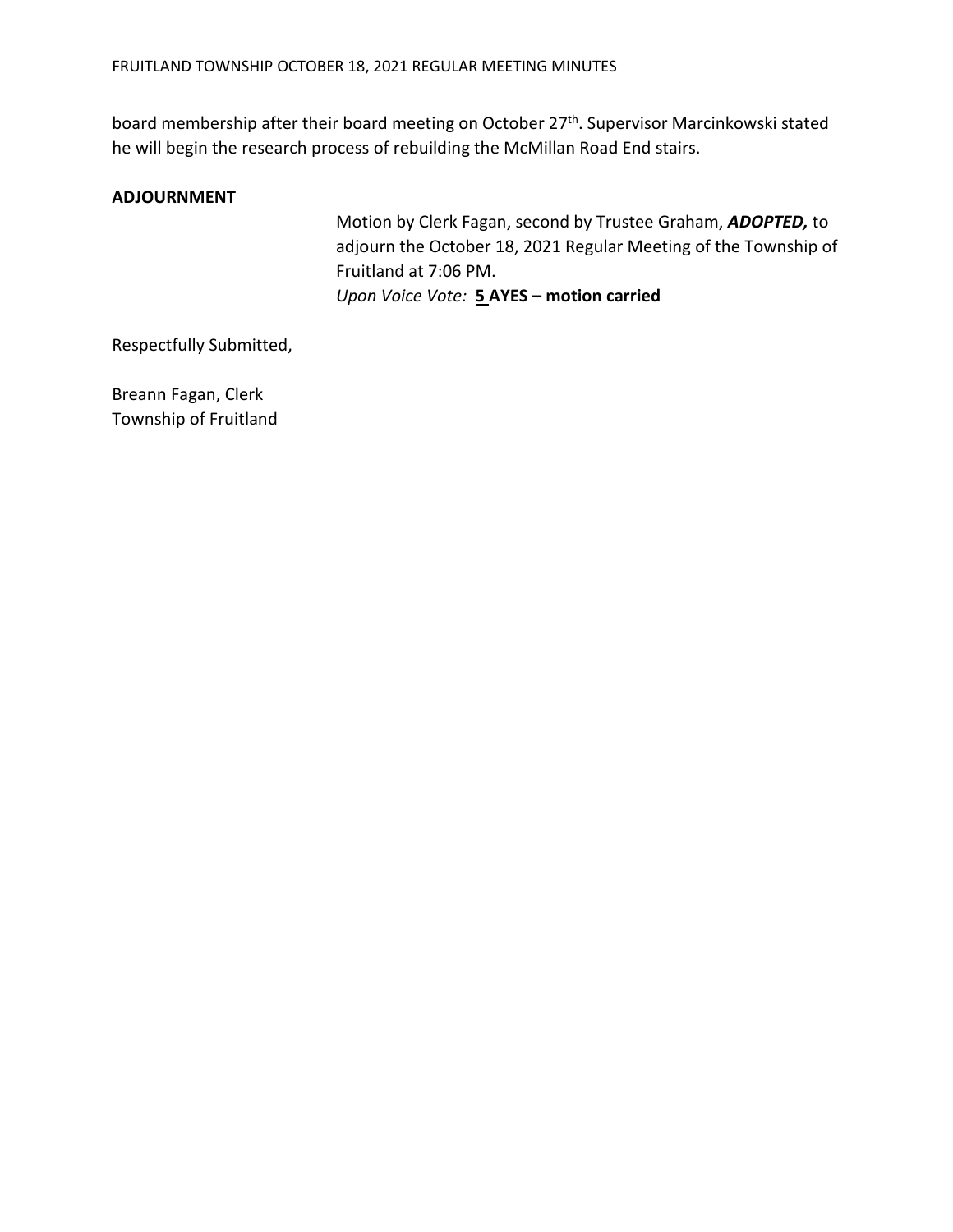board membership after their board meeting on October 27th. Supervisor Marcinkowski stated he will begin the research process of rebuilding the McMillan Road End stairs.

**ADJOURNMENT**

Motion by Clerk Fagan, second by Trustee Graham, ***ADOPTED,*** to adjourn the October 18, 2021 Regular Meeting of the Township of Fruitland at 7:06 PM.
*Upon Voice Vote:* **5 AYES – motion carried**

Respectfully Submitted,

Breann Fagan, Clerk
Township of Fruitland